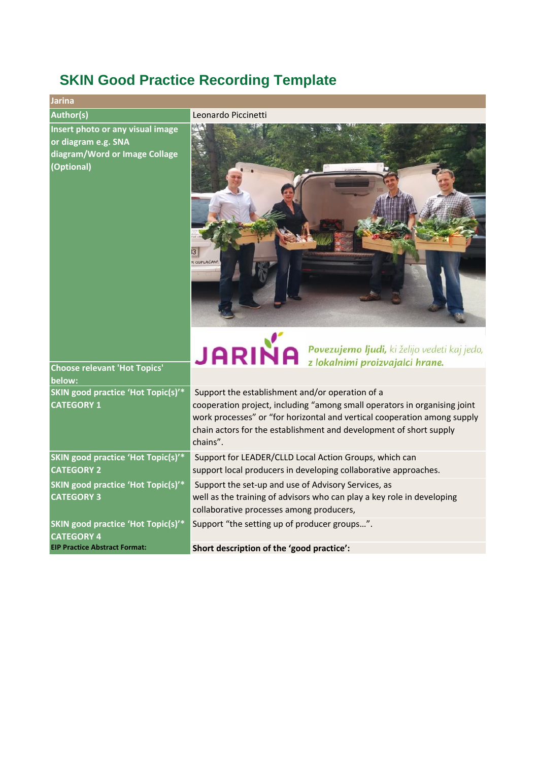# SKIN Good Practice Recording Template

| Jarina | |
|---|---|
| **Author(s)** | Leonardo Piccinetti |
| **Insert photo or any visual image or diagram e.g. SNA diagram/Word or Image Collage (Optional)** | JARINA *Povezujemo ljudi, ki želijo vedeti kaj jedo, z lokalnimi proizvajalci hrane.* |
| **Choose relevant 'Hot Topics' below:** | |
| **SKIN good practice 'Hot Topic(s)'* CATEGORY 1** | Support the establishment and/or operation of a cooperation project, including "among small operators in organising joint work processes" or "for horizontal and vertical cooperation among supply chain actors for the establishment and development of short supply chains". |
| **SKIN good practice 'Hot Topic(s)'* CATEGORY 2** | Support for LEADER/CLLD Local Action Groups, which can support local producers in developing collaborative approaches. |
| **SKIN good practice 'Hot Topic(s)'* CATEGORY 3** | Support the set-up and use of Advisory Services, as well as the training of advisors who can play a key role in developing collaborative processes among producers, |
| **SKIN good practice 'Hot Topic(s)'* CATEGORY 4** | Support "the setting up of producer groups…". |
| **EIP Practice Abstract Format:** | **Short description of the 'good practice':** |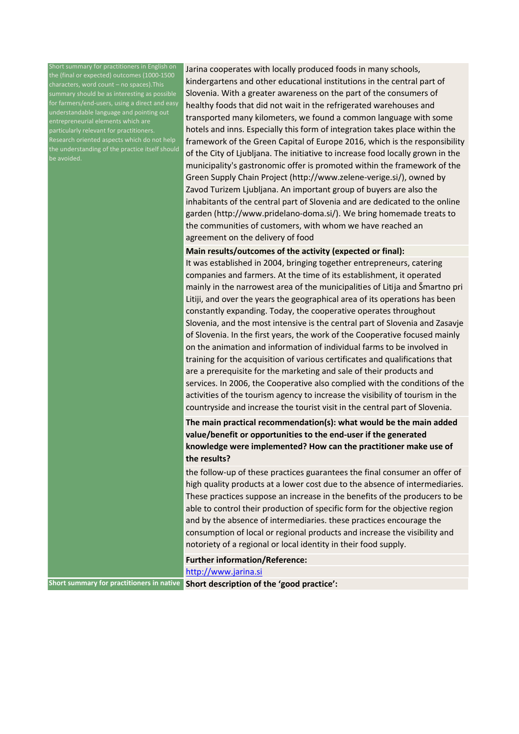| | |
|---|---|
| Short summary for practitioners in English on the (final or expected) outcomes (1000-1500 characters, word count – no spaces).This summary should be as interesting as possible for farmers/end-users, using a direct and easy understandable language and pointing out entrepreneurial elements which are particularly relevant for practitioners. Research oriented aspects which do not help the understanding of the practice itself should be avoided. | Jarina cooperates with locally produced foods in many schools, kindergartens and other educational institutions in the central part of Slovenia. With a greater awareness on the part of the consumers of healthy foods that did not wait in the refrigerated warehouses and transported many kilometers, we found a common language with some hotels and inns. Especially this form of integration takes place within the framework of the Green Capital of Europe 2016, which is the responsibility of the City of Ljubljana. The initiative to increase food locally grown in the municipality's gastronomic offer is promoted within the framework of the Green Supply Chain Project (http://www.zelene-verige.si/), owned by Zavod Turizem Ljubljana. An important group of buyers are also the inhabitants of the central part of Slovenia and are dedicated to the online garden (http://www.pridelano-doma.si/). We bring homemade treats to the communities of customers, with whom we have reached an agreement on the delivery of food |
| | **Main results/outcomes of the activity (expected or final):** |
| | It was established in 2004, bringing together entrepreneurs, catering companies and farmers. At the time of its establishment, it operated mainly in the narrowest area of the municipalities of Litija and Šmartno pri Litiji, and over the years the geographical area of its operations has been constantly expanding. Today, the cooperative operates throughout Slovenia, and the most intensive is the central part of Slovenia and Zasavje of Slovenia. In the first years, the work of the Cooperative focused mainly on the animation and information of individual farms to be involved in training for the acquisition of various certificates and qualifications that are a prerequisite for the marketing and sale of their products and services. In 2006, the Cooperative also complied with the conditions of the activities of the tourism agency to increase the visibility of tourism in the countryside and increase the tourist visit in the central part of Slovenia. |
| | **The main practical recommendation(s): what would be the main added value/benefit or opportunities to the end-user if the generated knowledge were implemented? How can the practitioner make use of the results?** |
| | the follow-up of these practices guarantees the final consumer an offer of high quality products at a lower cost due to the absence of intermediaries. These practices suppose an increase in the benefits of the producers to be able to control their production of specific form for the objective region and by the absence of intermediaries. these practices encourage the consumption of local or regional products and increase the visibility and notoriety of a regional or local identity in their food supply. |
| | **Further information/Reference:** |
| | http://www.jarina.si |
| **Short summary for practitioners in native** | **Short description of the 'good practice':** |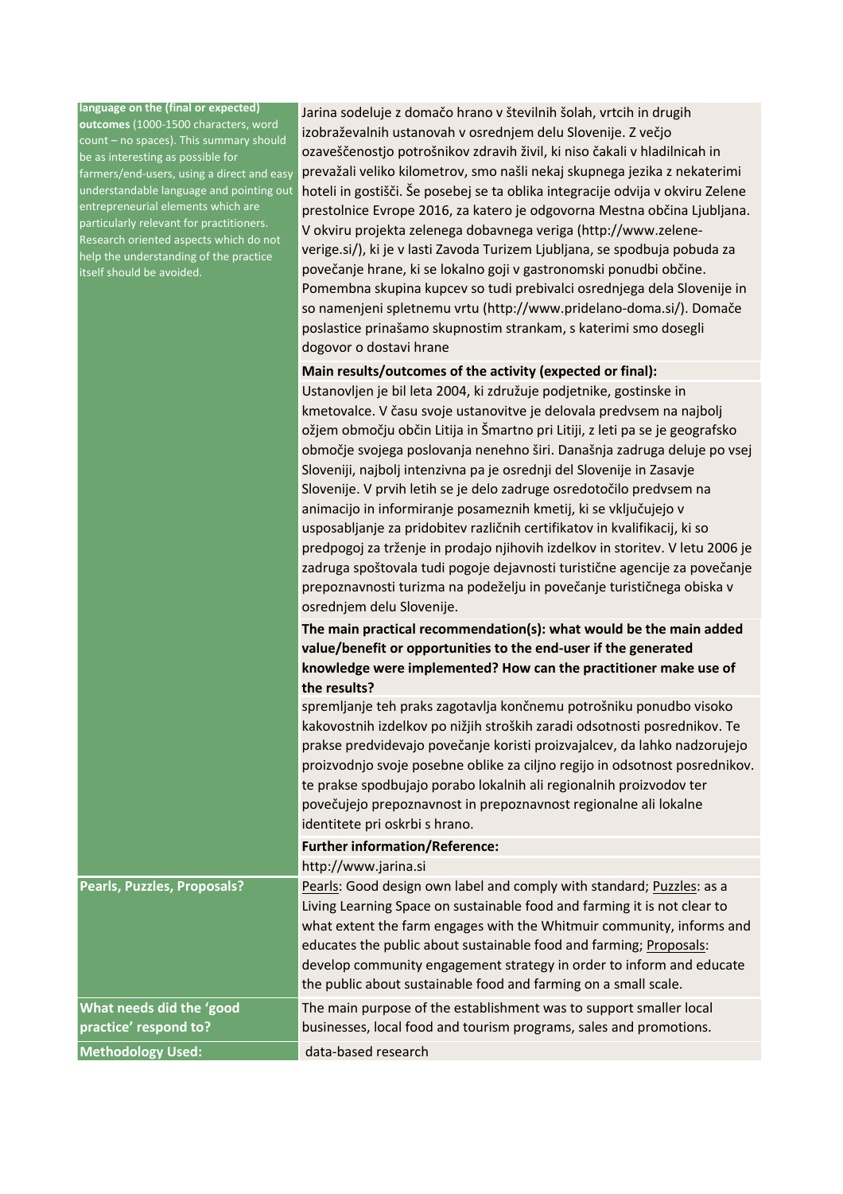| | |
|---|---|
| **language on the (final or expected) outcomes** (1000-1500 characters, word count – no spaces). This summary should be as interesting as possible for farmers/end-users, using a direct and easy understandable language and pointing out entrepreneurial elements which are particularly relevant for practitioners. Research oriented aspects which do not help the understanding of the practice itself should be avoided. | Jarina sodeluje z domačo hrano v številnih šolah, vrtcih in drugih izobraževalnih ustanovah v osrednjem delu Slovenije. Z večjo ozaveščenostjo potrošnikov zdravih živil, ki niso čakali v hladilnicah in prevažali veliko kilometrov, smo našli nekaj skupnega jezika z nekaterimi hoteli in gostišči. Še posebej se ta oblika integracije odvija v okviru Zelene prestolnice Evrope 2016, za katero je odgovorna Mestna občina Ljubljana. V okviru projekta zelenega dobavnega veriga (http://www.zelene-verige.si/), ki je v lasti Zavoda Turizem Ljubljana, se spodbuja pobuda za povečanje hrane, ki se lokalno goji v gastronomski ponudbi občine. Pomembna skupina kupcev so tudi prebivalci osrednjega dela Slovenije in so namenjeni spletnemu vrtu (http://www.pridelano-doma.si/). Domače poslastice prinašamo skupnostim strankam, s katerimi smo dosegli dogovor o dostavi hrane<br><br>**Main results/outcomes of the activity (expected or final):**<br><br>Ustanovljen je bil leta 2004, ki združuje podjetnike, gostinske in kmetovalce. V času svoje ustanovitve je delovala predvsem na najbolj ožjem območju občin Litija in Šmartno pri Litiji, z leti pa se je geografsko območje svojega poslovanja nenehno širi. Današnja zadruga deluje po vsej Sloveniji, najbolj intenzivna pa je osrednji del Slovenije in Zasavje Slovenije. V prvih letih se je delo zadruge osredotočilo predvsem na animacijo in informiranje posameznih kmetij, ki se vključujejo v usposabljanje za pridobitev različnih certifikatov in kvalifikacij, ki so predpogoj za trženje in prodajo njihovih izdelkov in storitev. V letu 2006 je zadruga spoštovala tudi pogoje dejavnosti turistične agencije za povečanje prepoznavnosti turizma na podeželju in povečanje turističnega obiska v osrednjem delu Slovenije.<br><br>**The main practical recommendation(s): what would be the main added value/benefit or opportunities to the end-user if the generated knowledge were implemented? How can the practitioner make use of the results?**<br><br>spremljanje teh praks zagotavlja končnemu potrošniku ponudbo visoko kakovostnih izdelkov po nižjih stroških zaradi odsotnosti posrednikov. Te prakse predvidevajo povečanje koristi proizvajalcev, da lahko nadzorujejo proizvodnjo svoje posebne oblike za ciljno regijo in odsotnost posrednikov. te prakse spodbujajo porabo lokalnih ali regionalnih proizvodov ter povečujejo prepoznavnost in prepoznavnost regionalne ali lokalne identitete pri oskrbi s hrano.<br><br>**Further information/Reference:**<br><br>http://www.jarina.si |
| **Pearls, Puzzles, Proposals?** | Pearls: Good design own label and comply with standard; Puzzles: as a Living Learning Space on sustainable food and farming it is not clear to what extent the farm engages with the Whitmuir community, informs and educates the public about sustainable food and farming; Proposals: develop community engagement strategy in order to inform and educate the public about sustainable food and farming on a small scale. |
| **What needs did the 'good practice' respond to?** | The main purpose of the establishment was to support smaller local businesses, local food and tourism programs, sales and promotions. |
| **Methodology Used:** | data-based research |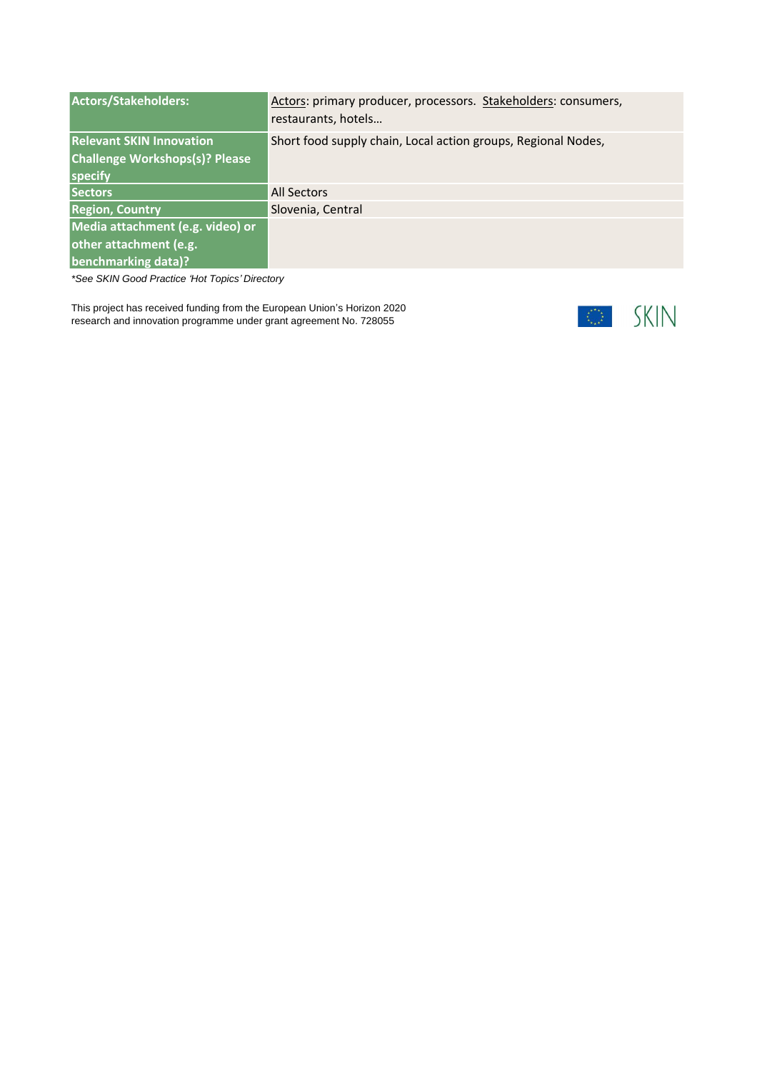| | |
|---|---|
| **Actors/Stakeholders:** | Actors: primary producer, processors. Stakeholders: consumers, restaurants, hotels… |
| **Relevant SKIN Innovation Challenge Workshops(s)? Please specify** | Short food supply chain, Local action groups, Regional Nodes, |
| **Sectors** | All Sectors |
| **Region, Country** | Slovenia, Central |
| **Media attachment (e.g. video) or other attachment (e.g. benchmarking data)?** | |

*\*See SKIN Good Practice 'Hot Topics' Directory*

This project has received funding from the European Union's Horizon 2020 research and innovation programme under grant agreement No. 728055